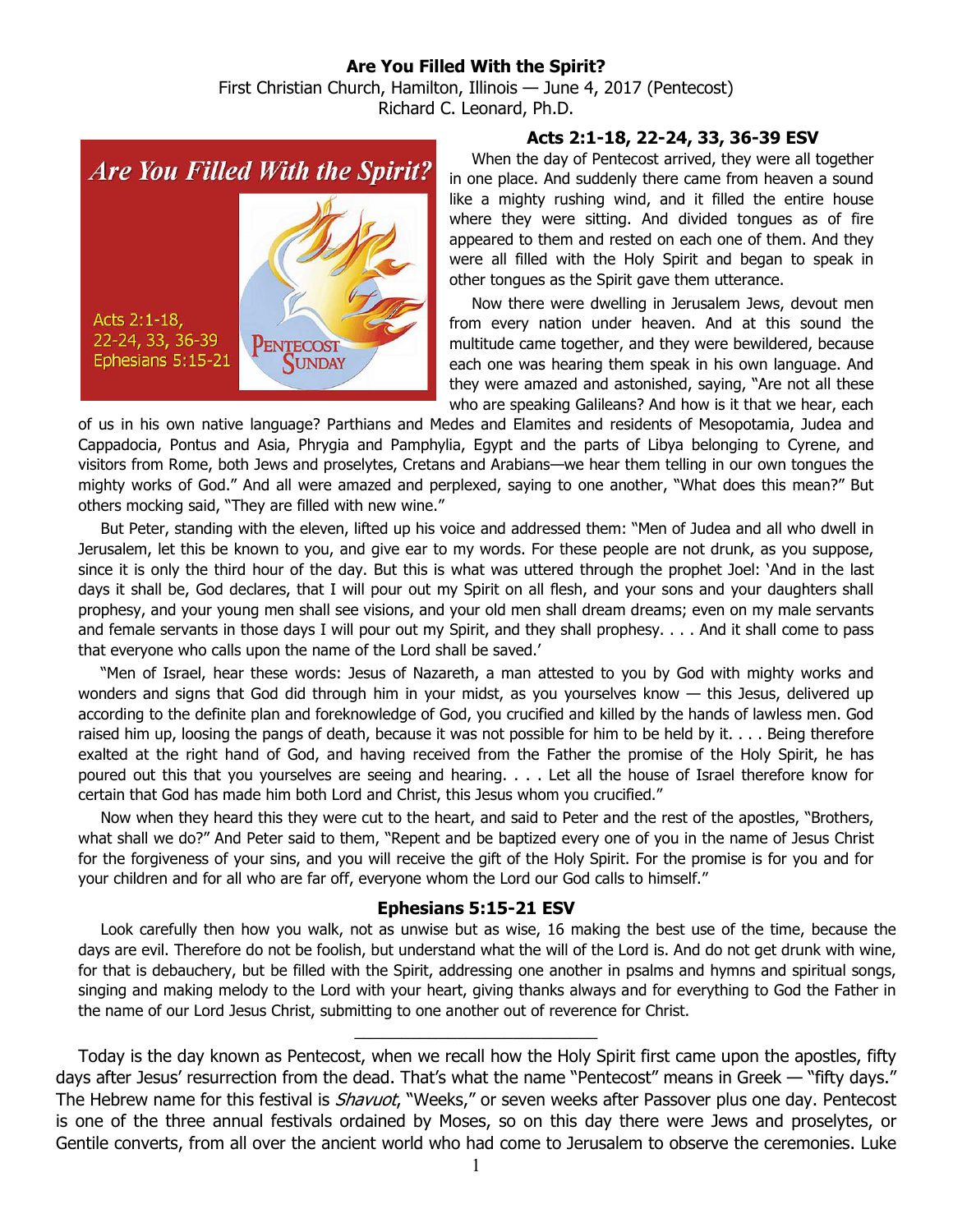**Are You Filled With the Spirit?**

First Christian Church, Hamilton, Illinois — June 4, 2017 (Pentecost)

Richard C. Leonard, Ph.D.

Are You Filled With the Spirit?

Acts 2:1-18, 22-24, 33, 36-39
Ephesians 5:15-21

PENTECOST SUNDAY

### Acts 2:1-18, 22-24, 33, 36-39 ESV

When the day of Pentecost arrived, they were all together in one place. And suddenly there came from heaven a sound like a mighty rushing wind, and it filled the entire house where they were sitting. And divided tongues as of fire appeared to them and rested on each one of them. And they were all filled with the Holy Spirit and began to speak in other tongues as the Spirit gave them utterance.

Now there were dwelling in Jerusalem Jews, devout men from every nation under heaven. And at this sound the multitude came together, and they were bewildered, because each one was hearing them speak in his own language. And they were amazed and astonished, saying, "Are not all these who are speaking Galileans? And how is it that we hear, each of us in his own native language? Parthians and Medes and Elamites and residents of Mesopotamia, Judea and Cappadocia, Pontus and Asia, Phrygia and Pamphylia, Egypt and the parts of Libya belonging to Cyrene, and visitors from Rome, both Jews and proselytes, Cretans and Arabians—we hear them telling in our own tongues the mighty works of God." And all were amazed and perplexed, saying to one another, "What does this mean?" But others mocking said, "They are filled with new wine."

But Peter, standing with the eleven, lifted up his voice and addressed them: "Men of Judea and all who dwell in Jerusalem, let this be known to you, and give ear to my words. For these people are not drunk, as you suppose, since it is only the third hour of the day. But this is what was uttered through the prophet Joel: 'And in the last days it shall be, God declares, that I will pour out my Spirit on all flesh, and your sons and your daughters shall prophesy, and your young men shall see visions, and your old men shall dream dreams; even on my male servants and female servants in those days I will pour out my Spirit, and they shall prophesy. . . . And it shall come to pass that everyone who calls upon the name of the Lord shall be saved.'

"Men of Israel, hear these words: Jesus of Nazareth, a man attested to you by God with mighty works and wonders and signs that God did through him in your midst, as you yourselves know — this Jesus, delivered up according to the definite plan and foreknowledge of God, you crucified and killed by the hands of lawless men. God raised him up, loosing the pangs of death, because it was not possible for him to be held by it. . . . Being therefore exalted at the right hand of God, and having received from the Father the promise of the Holy Spirit, he has poured out this that you yourselves are seeing and hearing. . . . Let all the house of Israel therefore know for certain that God has made him both Lord and Christ, this Jesus whom you crucified."

Now when they heard this they were cut to the heart, and said to Peter and the rest of the apostles, "Brothers, what shall we do?" And Peter said to them, "Repent and be baptized every one of you in the name of Jesus Christ for the forgiveness of your sins, and you will receive the gift of the Holy Spirit. For the promise is for you and for your children and for all who are far off, everyone whom the Lord our God calls to himself."

### Ephesians 5:15-21 ESV

Look carefully then how you walk, not as unwise but as wise, 16 making the best use of the time, because the days are evil. Therefore do not be foolish, but understand what the will of the Lord is. And do not get drunk with wine, for that is debauchery, but be filled with the Spirit, addressing one another in psalms and hymns and spiritual songs, singing and making melody to the Lord with your heart, giving thanks always and for everything to God the Father in the name of our Lord Jesus Christ, submitting to one another out of reverence for Christ.

---

Today is the day known as Pentecost, when we recall how the Holy Spirit first came upon the apostles, fifty days after Jesus' resurrection from the dead. That's what the name "Pentecost" means in Greek — "fifty days." The Hebrew name for this festival is *Shavuot*, "Weeks," or seven weeks after Passover plus one day. Pentecost is one of the three annual festivals ordained by Moses, so on this day there were Jews and proselytes, or Gentile converts, from all over the ancient world who had come to Jerusalem to observe the ceremonies. Luke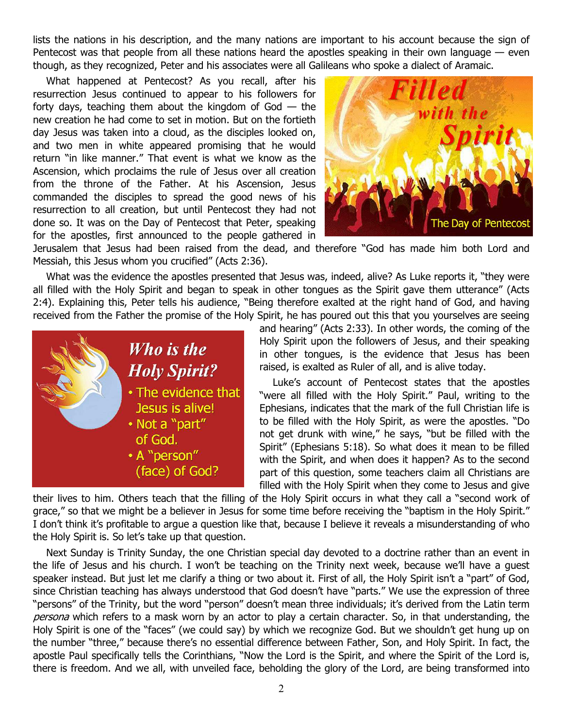lists the nations in his description, and the many nations are important to his account because the sign of Pentecost was that people from all these nations heard the apostles speaking in their own language — even though, as they recognized, Peter and his associates were all Galileans who spoke a dialect of Aramaic.

What happened at Pentecost? As you recall, after his resurrection Jesus continued to appear to his followers for forty days, teaching them about the kingdom of God — the new creation he had come to set in motion. But on the fortieth day Jesus was taken into a cloud, as the disciples looked on, and two men in white appeared promising that he would return "in like manner." That event is what we know as the Ascension, which proclaims the rule of Jesus over all creation from the throne of the Father. At his Ascension, Jesus commanded the disciples to spread the good news of his resurrection to all creation, but until Pentecost they had not done so. It was on the Day of Pentecost that Peter, speaking for the apostles, first announced to the people gathered in Jerusalem that Jesus had been raised from the dead, and therefore "God has made him both Lord and Messiah, this Jesus whom you crucified" (Acts 2:36).

Filled with the Spirit

The Day of Pentecost

What was the evidence the apostles presented that Jesus was, indeed, alive? As Luke reports it, "they were all filled with the Holy Spirit and began to speak in other tongues as the Spirit gave them utterance" (Acts 2:4). Explaining this, Peter tells his audience, "Being therefore exalted at the right hand of God, and having received from the Father the promise of the Holy Spirit, he has poured out this that you yourselves are seeing and hearing" (Acts 2:33). In other words, the coming of the Holy Spirit upon the followers of Jesus, and their speaking in other tongues, is the evidence that Jesus has been raised, is exalted as Ruler of all, and is alive today.

***Who is the Holy Spirit?***

- The evidence that Jesus is alive!
- Not a "part" of God.
- A "person" (face) of God?

Luke's account of Pentecost states that the apostles "were all filled with the Holy Spirit." Paul, writing to the Ephesians, indicates that the mark of the full Christian life is to be filled with the Holy Spirit, as were the apostles. "Do not get drunk with wine," he says, "but be filled with the Spirit" (Ephesians 5:18). So what does it mean to be filled with the Spirit, and when does it happen? As to the second part of this question, some teachers claim all Christians are filled with the Holy Spirit when they come to Jesus and give their lives to him. Others teach that the filling of the Holy Spirit occurs in what they call a "second work of grace," so that we might be a believer in Jesus for some time before receiving the "baptism in the Holy Spirit." I don't think it's profitable to argue a question like that, because I believe it reveals a misunderstanding of who the Holy Spirit is. So let's take up that question.

Next Sunday is Trinity Sunday, the one Christian special day devoted to a doctrine rather than an event in the life of Jesus and his church. I won't be teaching on the Trinity next week, because we'll have a guest speaker instead. But just let me clarify a thing or two about it. First of all, the Holy Spirit isn't a "part" of God, since Christian teaching has always understood that God doesn't have "parts." We use the expression of three "persons" of the Trinity, but the word "person" doesn't mean three individuals; it's derived from the Latin term *persona* which refers to a mask worn by an actor to play a certain character. So, in that understanding, the Holy Spirit is one of the "faces" (we could say) by which we recognize God. But we shouldn't get hung up on the number "three," because there's no essential difference between Father, Son, and Holy Spirit. In fact, the apostle Paul specifically tells the Corinthians, "Now the Lord is the Spirit, and where the Spirit of the Lord is, there is freedom. And we all, with unveiled face, beholding the glory of the Lord, are being transformed into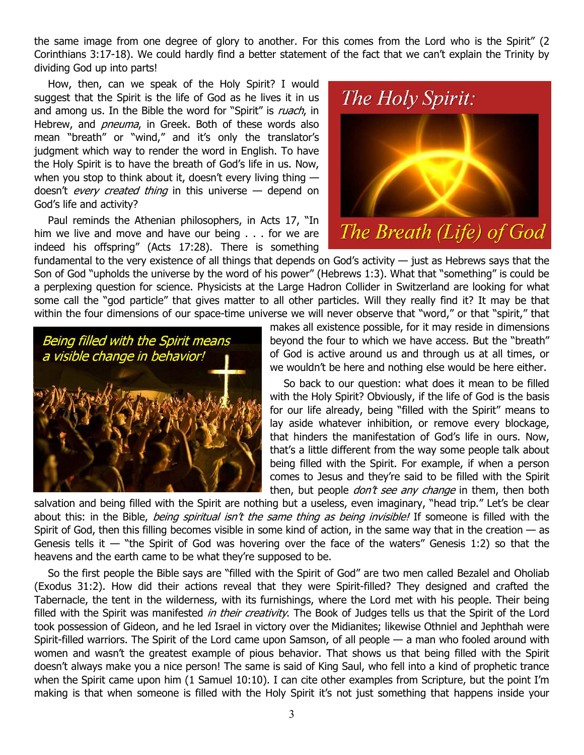the same image from one degree of glory to another. For this comes from the Lord who is the Spirit" (2 Corinthians 3:17-18). We could hardly find a better statement of the fact that we can't explain the Trinity by dividing God up into parts!

How, then, can we speak of the Holy Spirit? I would suggest that the Spirit is the life of God as he lives it in us and among us. In the Bible the word for "Spirit" is *ruach*, in Hebrew, and *pneuma*, in Greek. Both of these words also mean "breath" or "wind," and it's only the translator's judgment which way to render the word in English. To have the Holy Spirit is to have the breath of God's life in us. Now, when you stop to think about it, doesn't every living thing — doesn't *every created thing* in this universe — depend on God's life and activity?

*The Holy Spirit:*

*The Breath (Life) of God*

Paul reminds the Athenian philosophers, in Acts 17, "In him we live and move and have our being . . . for we are indeed his offspring" (Acts 17:28). There is something fundamental to the very existence of all things that depends on God's activity — just as Hebrews says that the Son of God "upholds the universe by the word of his power" (Hebrews 1:3). What that "something" is could be a perplexing question for science. Physicists at the Large Hadron Collider in Switzerland are looking for what some call the "god particle" that gives matter to all other particles. Will they really find it? It may be that within the four dimensions of our space-time universe we will never observe that "word," or that "spirit," that makes all existence possible, for it may reside in dimensions beyond the four to which we have access. But the "breath" of God is active around us and through us at all times, or we wouldn't be here and nothing else would be here either.

*Being filled with the Spirit means a visible change in behavior!*

So back to our question: what does it mean to be filled with the Holy Spirit? Obviously, if the life of God is the basis for our life already, being "filled with the Spirit" means to lay aside whatever inhibition, or remove every blockage, that hinders the manifestation of God's life in ours. Now, that's a little different from the way some people talk about being filled with the Spirit. For example, if when a person comes to Jesus and they're said to be filled with the Spirit then, but people *don't see any change* in them, then both salvation and being filled with the Spirit are nothing but a useless, even imaginary, "head trip." Let's be clear about this: in the Bible, *being spiritual isn't the same thing as being invisible!* If someone is filled with the Spirit of God, then this filling becomes visible in some kind of action, in the same way that in the creation — as Genesis tells it — "the Spirit of God was hovering over the face of the waters" Genesis 1:2) so that the heavens and the earth came to be what they're supposed to be.

So the first people the Bible says are "filled with the Spirit of God" are two men called Bezalel and Oholiab (Exodus 31:2). How did their actions reveal that they were Spirit-filled? They designed and crafted the Tabernacle, the tent in the wilderness, with its furnishings, where the Lord met with his people. Their being filled with the Spirit was manifested *in their creativity*. The Book of Judges tells us that the Spirit of the Lord took possession of Gideon, and he led Israel in victory over the Midianites; likewise Othniel and Jephthah were Spirit-filled warriors. The Spirit of the Lord came upon Samson, of all people — a man who fooled around with women and wasn't the greatest example of pious behavior. That shows us that being filled with the Spirit doesn't always make you a nice person! The same is said of King Saul, who fell into a kind of prophetic trance when the Spirit came upon him (1 Samuel 10:10). I can cite other examples from Scripture, but the point I'm making is that when someone is filled with the Holy Spirit it's not just something that happens inside your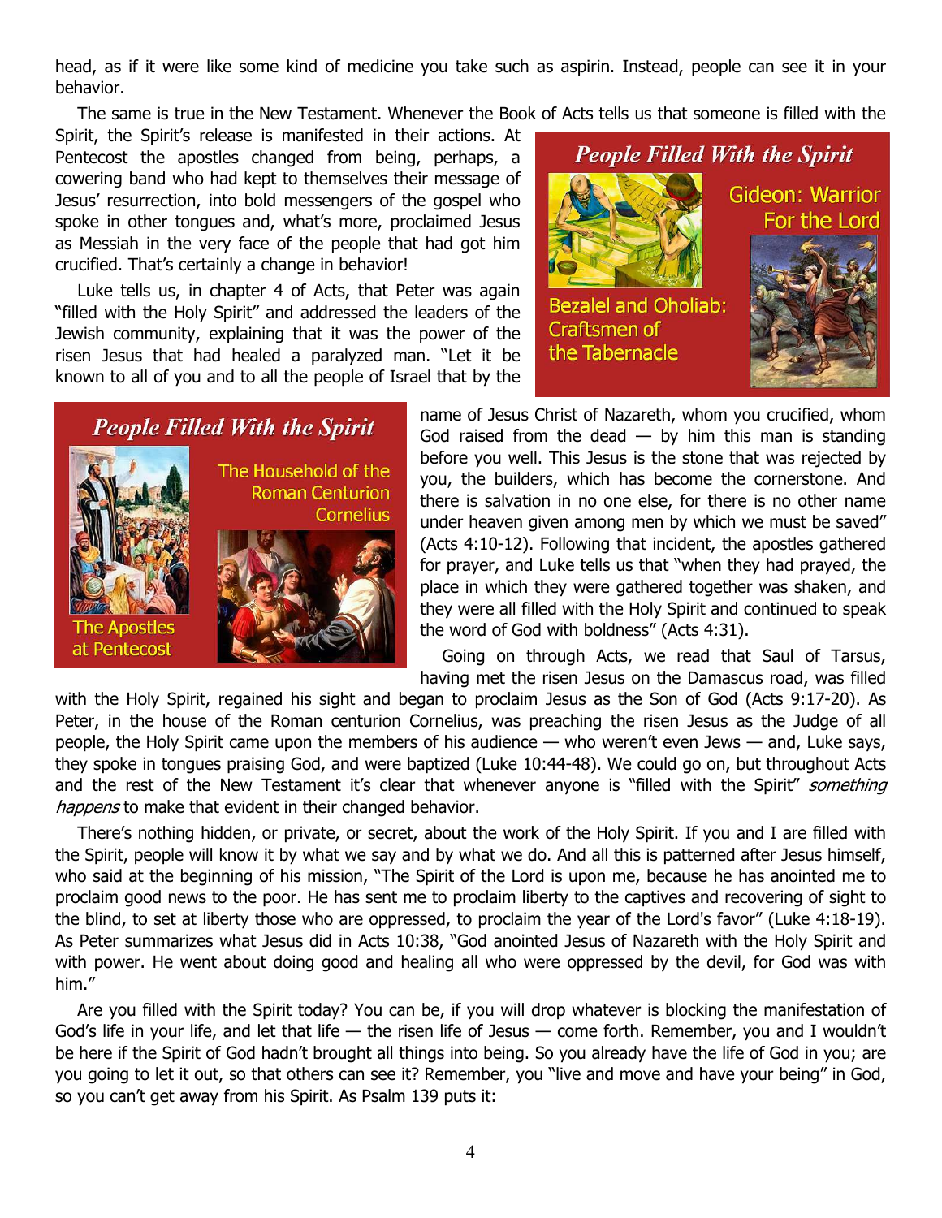head, as if it were like some kind of medicine you take such as aspirin. Instead, people can see it in your behavior.

The same is true in the New Testament. Whenever the Book of Acts tells us that someone is filled with the Spirit, the Spirit's release is manifested in their actions. At Pentecost the apostles changed from being, perhaps, a cowering band who had kept to themselves their message of Jesus' resurrection, into bold messengers of the gospel who spoke in other tongues and, what's more, proclaimed Jesus as Messiah in the very face of the people that had got him crucified. That's certainly a change in behavior!

**People Filled With the Spirit**

Gideon: Warrior For the Lord

Bezalel and Oholiab: Craftsmen of the Tabernacle

Luke tells us, in chapter 4 of Acts, that Peter was again "filled with the Holy Spirit" and addressed the leaders of the Jewish community, explaining that it was the power of the risen Jesus that had healed a paralyzed man. "Let it be known to all of you and to all the people of Israel that by the name of Jesus Christ of Nazareth, whom you crucified, whom God raised from the dead — by him this man is standing before you well. This Jesus is the stone that was rejected by you, the builders, which has become the cornerstone. And there is salvation in no one else, for there is no other name under heaven given among men by which we must be saved" (Acts 4:10-12). Following that incident, the apostles gathered for prayer, and Luke tells us that "when they had prayed, the place in which they were gathered together was shaken, and they were all filled with the Holy Spirit and continued to speak the word of God with boldness" (Acts 4:31).

**People Filled With the Spirit**

The Household of the Roman Centurion Cornelius

The Apostles at Pentecost

Going on through Acts, we read that Saul of Tarsus, having met the risen Jesus on the Damascus road, was filled with the Holy Spirit, regained his sight and began to proclaim Jesus as the Son of God (Acts 9:17-20). As Peter, in the house of the Roman centurion Cornelius, was preaching the risen Jesus as the Judge of all people, the Holy Spirit came upon the members of his audience — who weren't even Jews — and, Luke says, they spoke in tongues praising God, and were baptized (Luke 10:44-48). We could go on, but throughout Acts and the rest of the New Testament it's clear that whenever anyone is "filled with the Spirit" *something happens* to make that evident in their changed behavior.

There's nothing hidden, or private, or secret, about the work of the Holy Spirit. If you and I are filled with the Spirit, people will know it by what we say and by what we do. And all this is patterned after Jesus himself, who said at the beginning of his mission, "The Spirit of the Lord is upon me, because he has anointed me to proclaim good news to the poor. He has sent me to proclaim liberty to the captives and recovering of sight to the blind, to set at liberty those who are oppressed, to proclaim the year of the Lord's favor" (Luke 4:18-19). As Peter summarizes what Jesus did in Acts 10:38, "God anointed Jesus of Nazareth with the Holy Spirit and with power. He went about doing good and healing all who were oppressed by the devil, for God was with him."

Are you filled with the Spirit today? You can be, if you will drop whatever is blocking the manifestation of God's life in your life, and let that life — the risen life of Jesus — come forth. Remember, you and I wouldn't be here if the Spirit of God hadn't brought all things into being. So you already have the life of God in you; are you going to let it out, so that others can see it? Remember, you "live and move and have your being" in God, so you can't get away from his Spirit. As Psalm 139 puts it: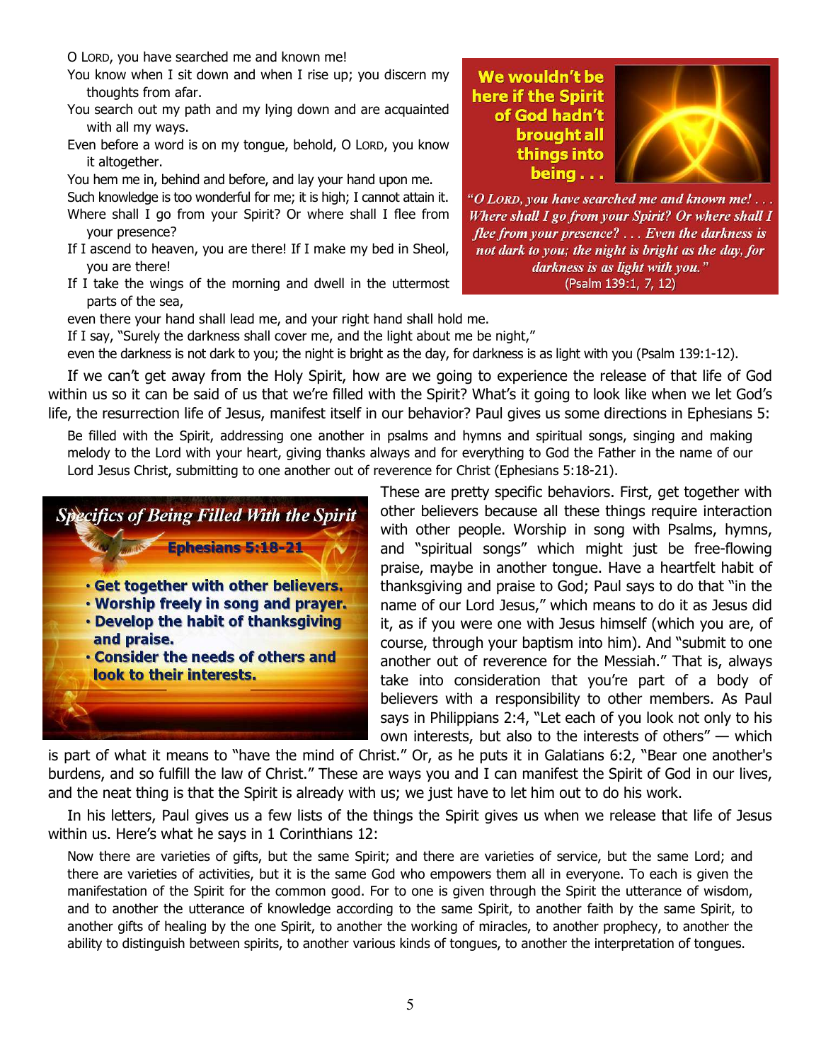O LORD, you have searched me and known me!
You know when I sit down and when I rise up; you discern my thoughts from afar.
You search out my path and my lying down and are acquainted with all my ways.
Even before a word is on my tongue, behold, O LORD, you know it altogether.
You hem me in, behind and before, and lay your hand upon me.
Such knowledge is too wonderful for me; it is high; I cannot attain it.
Where shall I go from your Spirit? Or where shall I flee from your presence?
If I ascend to heaven, you are there! If I make my bed in Sheol, you are there!
If I take the wings of the morning and dwell in the uttermost parts of the sea,
even there your hand shall lead me, and your right hand shall hold me.
If I say, "Surely the darkness shall cover me, and the light about me be night,"
even the darkness is not dark to you; the night is bright as the day, for darkness is as light with you (Psalm 139:1-12).

**We wouldn't be here if the Spirit of God hadn't brought all things into being . . .**

*"O LORD, you have searched me and known me! . . . Where shall I go from your Spirit? Or where shall I flee from your presence? . . . Even the darkness is not dark to you; the night is bright as the day, for darkness is as light with you."*
(Psalm 139:1, 7, 12)

If we can't get away from the Holy Spirit, how are we going to experience the release of that life of God within us so it can be said of us that we're filled with the Spirit? What's it going to look like when we let God's life, the resurrection life of Jesus, manifest itself in our behavior? Paul gives us some directions in Ephesians 5:

> Be filled with the Spirit, addressing one another in psalms and hymns and spiritual songs, singing and making melody to the Lord with your heart, giving thanks always and for everything to God the Father in the name of our Lord Jesus Christ, submitting to one another out of reverence for Christ (Ephesians 5:18-21).

**Specifics of Being Filled With the Spirit**
**Ephesians 5:18-21**

- **Get together with other believers.**
- **Worship freely in song and prayer.**
- **Develop the habit of thanksgiving and praise.**
- **Consider the needs of others and look to their interests.**

These are pretty specific behaviors. First, get together with other believers because all these things require interaction with other people. Worship in song with Psalms, hymns, and "spiritual songs" which might just be free-flowing praise, maybe in another tongue. Have a heartfelt habit of thanksgiving and praise to God; Paul says to do that "in the name of our Lord Jesus," which means to do it as Jesus did it, as if you were one with Jesus himself (which you are, of course, through your baptism into him). And "submit to one another out of reverence for the Messiah." That is, always take into consideration that you're part of a body of believers with a responsibility to other members. As Paul says in Philippians 2:4, "Let each of you look not only to his own interests, but also to the interests of others" — which is part of what it means to "have the mind of Christ." Or, as he puts it in Galatians 6:2, "Bear one another's burdens, and so fulfill the law of Christ." These are ways you and I can manifest the Spirit of God in our lives, and the neat thing is that the Spirit is already with us; we just have to let him out to do his work.

In his letters, Paul gives us a few lists of the things the Spirit gives us when we release that life of Jesus within us. Here's what he says in 1 Corinthians 12:

> Now there are varieties of gifts, but the same Spirit; and there are varieties of service, but the same Lord; and there are varieties of activities, but it is the same God who empowers them all in everyone. To each is given the manifestation of the Spirit for the common good. For to one is given through the Spirit the utterance of wisdom, and to another the utterance of knowledge according to the same Spirit, to another faith by the same Spirit, to another gifts of healing by the one Spirit, to another the working of miracles, to another prophecy, to another the ability to distinguish between spirits, to another various kinds of tongues, to another the interpretation of tongues.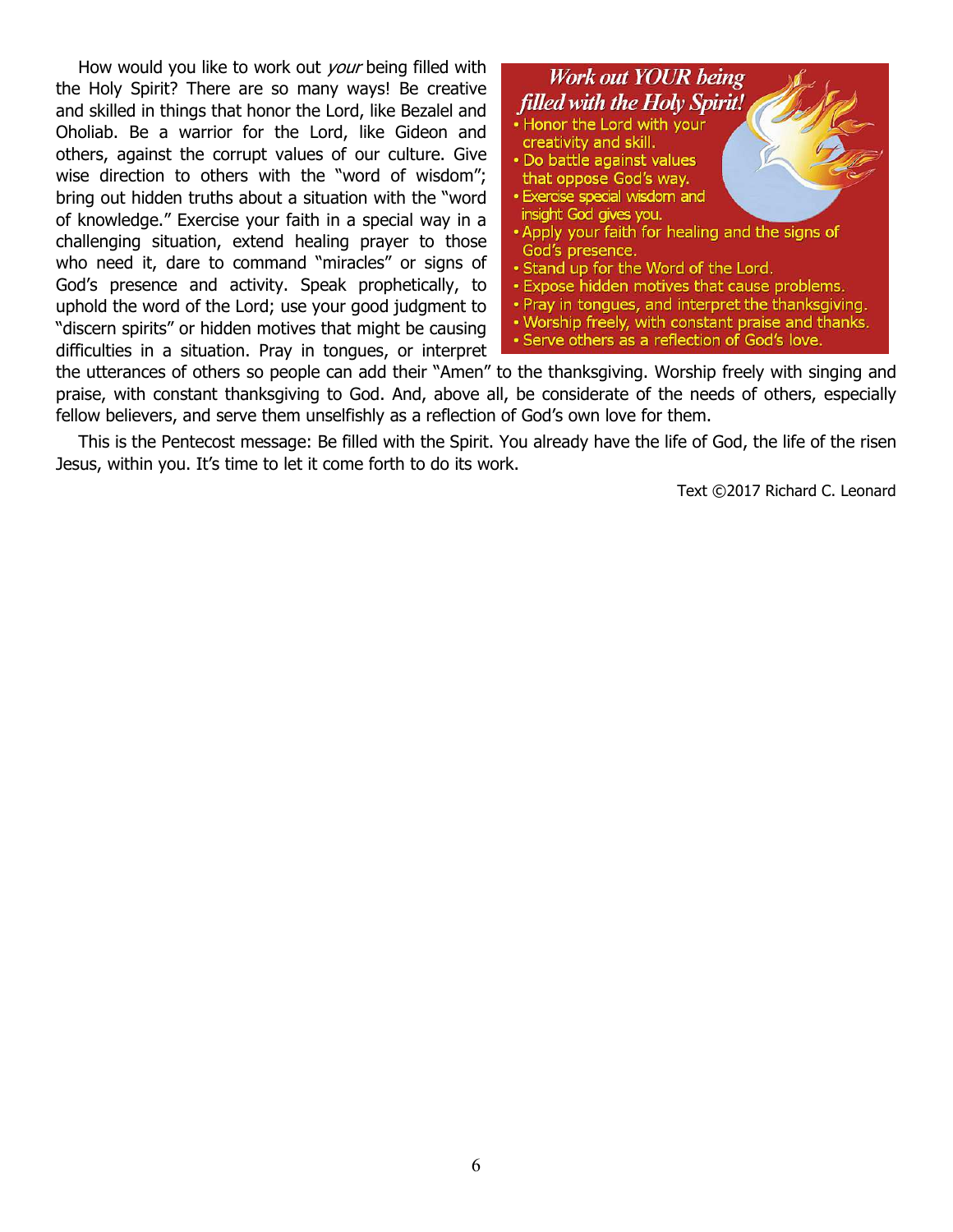How would you like to work out *your* being filled with the Holy Spirit? There are so many ways! Be creative and skilled in things that honor the Lord, like Bezalel and Oholiab. Be a warrior for the Lord, like Gideon and others, against the corrupt values of our culture. Give wise direction to others with the "word of wisdom"; bring out hidden truths about a situation with the "word of knowledge." Exercise your faith in a special way in a challenging situation, extend healing prayer to those who need it, dare to command "miracles" or signs of God's presence and activity. Speak prophetically, to uphold the word of the Lord; use your good judgment to "discern spirits" or hidden motives that might be causing difficulties in a situation. Pray in tongues, or interpret the utterances of others so people can add their "Amen" to the thanksgiving. Worship freely with singing and praise, with constant thanksgiving to God. And, above all, be considerate of the needs of others, especially fellow believers, and serve them unselfishly as a reflection of God's own love for them.

***Work out YOUR being filled with the Holy Spirit!***

- Honor the Lord with your creativity and skill.
- Do battle against values that oppose God's way.
- Exercise special wisdom and insight God gives you.
- Apply your faith for healing and the signs of God's presence.
- Stand up for the Word of the Lord.
- Expose hidden motives that cause problems.
- Pray in tongues, and interpret the thanksgiving.
- Worship freely, with constant praise and thanks.
- Serve others as a reflection of God's love.

This is the Pentecost message: Be filled with the Spirit. You already have the life of God, the life of the risen Jesus, within you. It's time to let it come forth to do its work.

Text ©2017 Richard C. Leonard